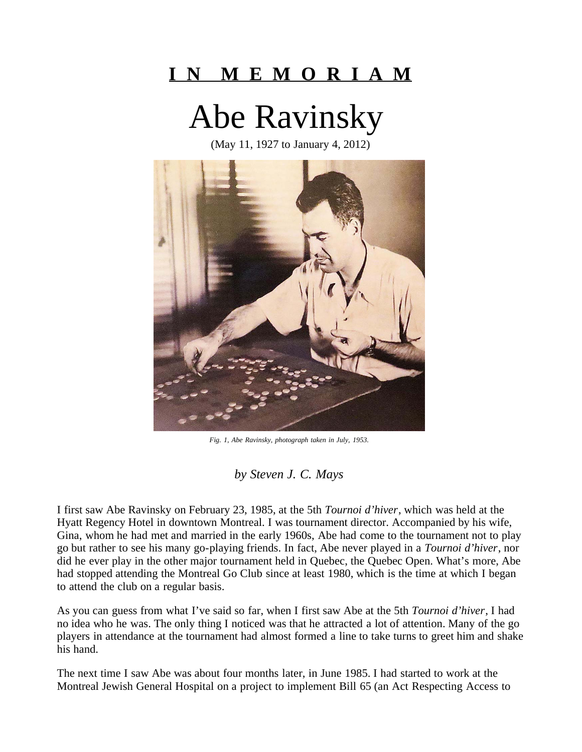# I N   M E M O R I A M

# Abe Ravinsky

(May 11, 1927 to January 4, 2012)

*Fig. 1, Abe Ravinsky, photograph taken in July, 1953.*

*by Steven J. C. Mays*

I first saw Abe Ravinsky on February 23, 1985, at the 5th *Tournoi d'hiver*, which was held at the Hyatt Regency Hotel in downtown Montreal. I was tournament director. Accompanied by his wife, Gina, whom he had met and married in the early 1960s, Abe had come to the tournament not to play go but rather to see his many go-playing friends. In fact, Abe never played in a *Tournoi d'hiver*, nor did he ever play in the other major tournament held in Quebec, the Quebec Open. What's more, Abe had stopped attending the Montreal Go Club since at least 1980, which is the time at which I began to attend the club on a regular basis.

As you can guess from what I've said so far, when I first saw Abe at the 5th *Tournoi d'hiver*, I had no idea who he was. The only thing I noticed was that he attracted a lot of attention. Many of the go players in attendance at the tournament had almost formed a line to take turns to greet him and shake his hand.

The next time I saw Abe was about four months later, in June 1985. I had started to work at the Montreal Jewish General Hospital on a project to implement Bill 65 (an Act Respecting Access to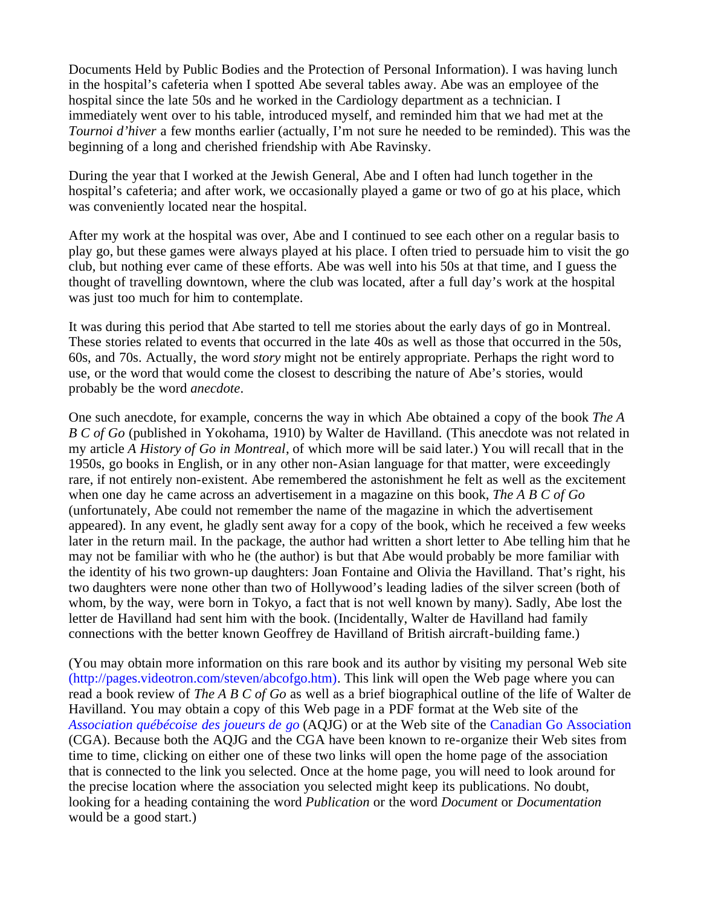Documents Held by Public Bodies and the Protection of Personal Information). I was having lunch in the hospital's cafeteria when I spotted Abe several tables away. Abe was an employee of the hospital since the late 50s and he worked in the Cardiology department as a technician. I immediately went over to his table, introduced myself, and reminded him that we had met at the *Tournoi d'hiver* a few months earlier (actually, I'm not sure he needed to be reminded). This was the beginning of a long and cherished friendship with Abe Ravinsky.

During the year that I worked at the Jewish General, Abe and I often had lunch together in the hospital's cafeteria; and after work, we occasionally played a game or two of go at his place, which was conveniently located near the hospital.

After my work at the hospital was over, Abe and I continued to see each other on a regular basis to play go, but these games were always played at his place. I often tried to persuade him to visit the go club, but nothing ever came of these efforts. Abe was well into his 50s at that time, and I guess the thought of travelling downtown, where the club was located, after a full day's work at the hospital was just too much for him to contemplate.

It was during this period that Abe started to tell me stories about the early days of go in Montreal. These stories related to events that occurred in the late 40s as well as those that occurred in the 50s, 60s, and 70s. Actually, the word *story* might not be entirely appropriate. Perhaps the right word to use, or the word that would come the closest to describing the nature of Abe's stories, would probably be the word *anecdote*.

One such anecdote, for example, concerns the way in which Abe obtained a copy of the book *The A B C of Go* (published in Yokohama, 1910) by Walter de Havilland. (This anecdote was not related in my article *A History of Go in Montreal*, of which more will be said later.) You will recall that in the 1950s, go books in English, or in any other non-Asian language for that matter, were exceedingly rare, if not entirely non-existent. Abe remembered the astonishment he felt as well as the excitement when one day he came across an advertisement in a magazine on this book, *The A B C of Go* (unfortunately, Abe could not remember the name of the magazine in which the advertisement appeared). In any event, he gladly sent away for a copy of the book, which he received a few weeks later in the return mail. In the package, the author had written a short letter to Abe telling him that he may not be familiar with who he (the author) is but that Abe would probably be more familiar with the identity of his two grown-up daughters: Joan Fontaine and Olivia the Havilland. That's right, his two daughters were none other than two of Hollywood's leading ladies of the silver screen (both of whom, by the way, were born in Tokyo, a fact that is not well known by many). Sadly, Abe lost the letter de Havilland had sent him with the book. (Incidentally, Walter de Havilland had family connections with the better known Geoffrey de Havilland of British aircraft-building fame.)

(You may obtain more information on this rare book and its author by visiting my personal Web site (http://pages.videotron.com/steven/abcofgo.htm). This link will open the Web page where you can read a book review of *The A B C of Go* as well as a brief biographical outline of the life of Walter de Havilland. You may obtain a copy of this Web page in a PDF format at the Web site of the *Association québécoise des joueurs de go* (AQJG) or at the Web site of the Canadian Go Association (CGA). Because both the AQJG and the CGA have been known to re-organize their Web sites from time to time, clicking on either one of these two links will open the home page of the association that is connected to the link you selected. Once at the home page, you will need to look around for the precise location where the association you selected might keep its publications. No doubt, looking for a heading containing the word *Publication* or the word *Document* or *Documentation* would be a good start.)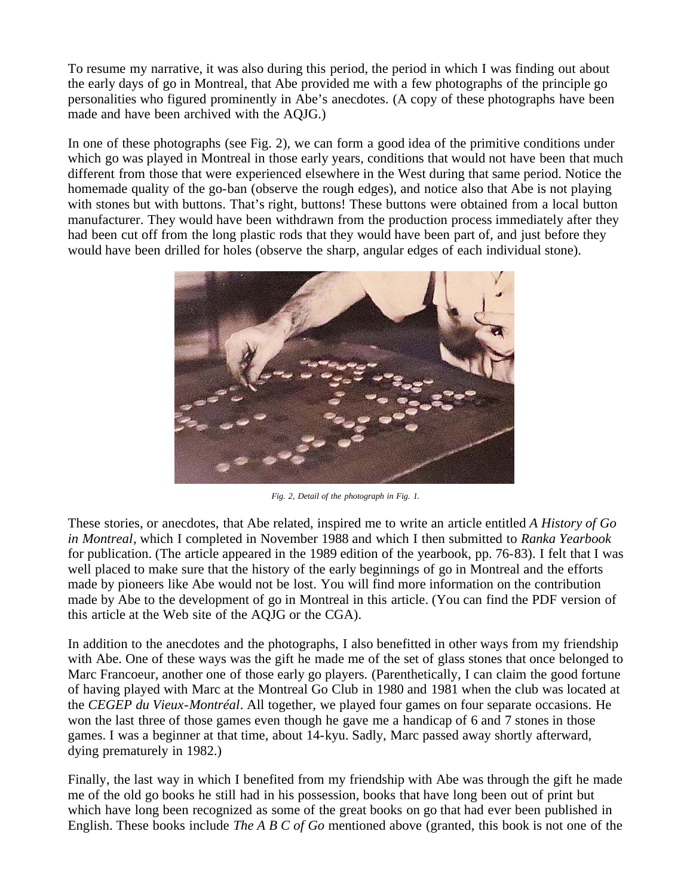To resume my narrative, it was also during this period, the period in which I was finding out about the early days of go in Montreal, that Abe provided me with a few photographs of the principle go personalities who figured prominently in Abe's anecdotes. (A copy of these photographs have been made and have been archived with the AQJG.)

In one of these photographs (see Fig. 2), we can form a good idea of the primitive conditions under which go was played in Montreal in those early years, conditions that would not have been that much different from those that were experienced elsewhere in the West during that same period. Notice the homemade quality of the go-ban (observe the rough edges), and notice also that Abe is not playing with stones but with buttons. That's right, buttons! These buttons were obtained from a local button manufacturer. They would have been withdrawn from the production process immediately after they had been cut off from the long plastic rods that they would have been part of, and just before they would have been drilled for holes (observe the sharp, angular edges of each individual stone).

*Fig. 2, Detail of the photograph in Fig. 1.*

These stories, or anecdotes, that Abe related, inspired me to write an article entitled *A History of Go in Montreal*, which I completed in November 1988 and which I then submitted to *Ranka Yearbook* for publication. (The article appeared in the 1989 edition of the yearbook, pp. 76-83). I felt that I was well placed to make sure that the history of the early beginnings of go in Montreal and the efforts made by pioneers like Abe would not be lost. You will find more information on the contribution made by Abe to the development of go in Montreal in this article. (You can find the PDF version of this article at the Web site of the AQJG or the CGA).

In addition to the anecdotes and the photographs, I also benefitted in other ways from my friendship with Abe. One of these ways was the gift he made me of the set of glass stones that once belonged to Marc Francoeur, another one of those early go players. (Parenthetically, I can claim the good fortune of having played with Marc at the Montreal Go Club in 1980 and 1981 when the club was located at the *CEGEP du Vieux-Montréal*. All together, we played four games on four separate occasions. He won the last three of those games even though he gave me a handicap of 6 and 7 stones in those games. I was a beginner at that time, about 14-kyu. Sadly, Marc passed away shortly afterward, dying prematurely in 1982.)

Finally, the last way in which I benefited from my friendship with Abe was through the gift he made me of the old go books he still had in his possession, books that have long been out of print but which have long been recognized as some of the great books on go that had ever been published in English. These books include *The A B C of Go* mentioned above (granted, this book is not one of the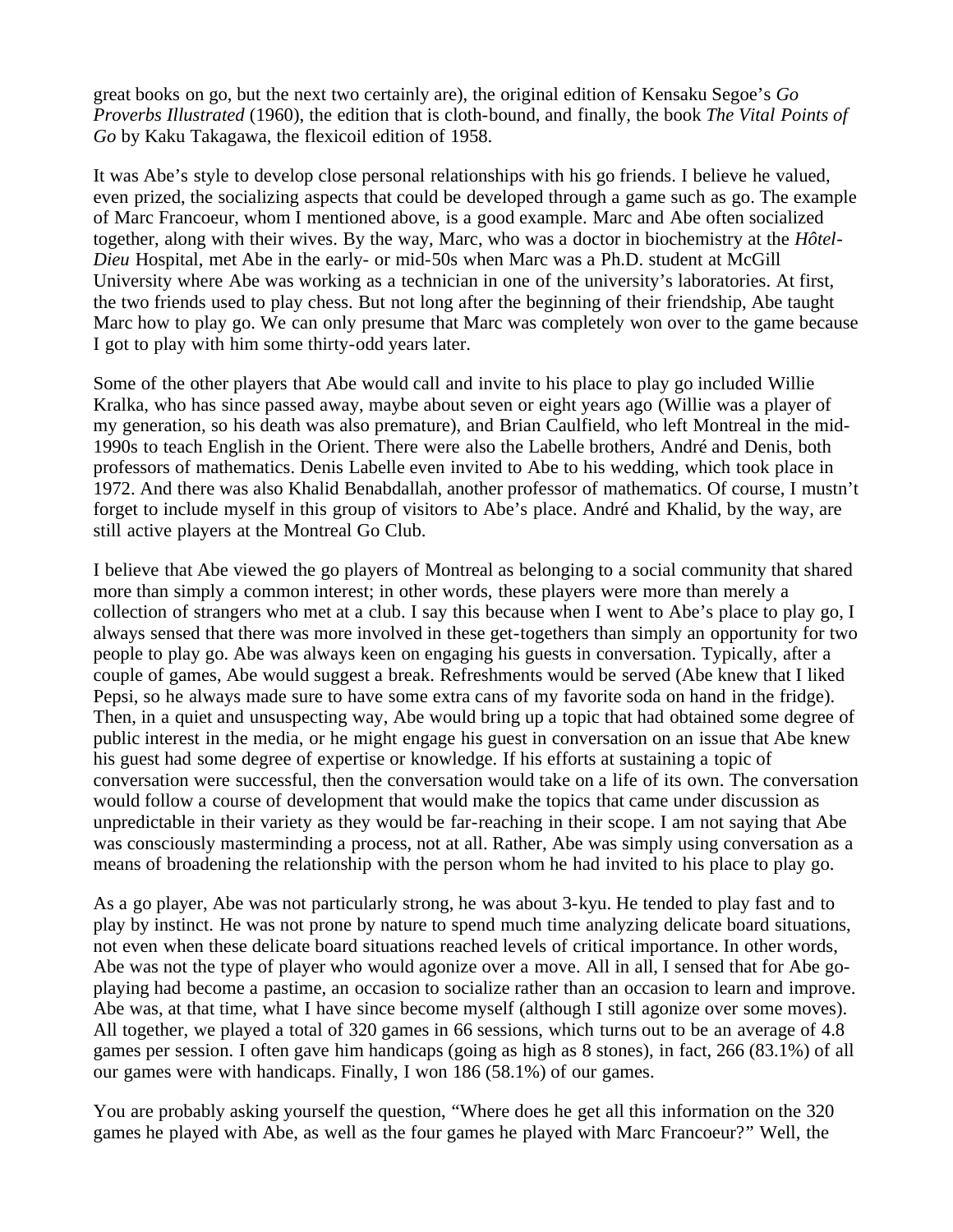great books on go, but the next two certainly are), the original edition of Kensaku Segoe's *Go Proverbs Illustrated* (1960), the edition that is cloth-bound, and finally, the book *The Vital Points of Go* by Kaku Takagawa, the flexicoil edition of 1958.

It was Abe's style to develop close personal relationships with his go friends. I believe he valued, even prized, the socializing aspects that could be developed through a game such as go. The example of Marc Francoeur, whom I mentioned above, is a good example. Marc and Abe often socialized together, along with their wives. By the way, Marc, who was a doctor in biochemistry at the *Hôtel-Dieu* Hospital, met Abe in the early- or mid-50s when Marc was a Ph.D. student at McGill University where Abe was working as a technician in one of the university's laboratories. At first, the two friends used to play chess. But not long after the beginning of their friendship, Abe taught Marc how to play go. We can only presume that Marc was completely won over to the game because I got to play with him some thirty-odd years later.

Some of the other players that Abe would call and invite to his place to play go included Willie Kralka, who has since passed away, maybe about seven or eight years ago (Willie was a player of my generation, so his death was also premature), and Brian Caulfield, who left Montreal in the mid-1990s to teach English in the Orient. There were also the Labelle brothers, André and Denis, both professors of mathematics. Denis Labelle even invited to Abe to his wedding, which took place in 1972. And there was also Khalid Benabdallah, another professor of mathematics. Of course, I mustn't forget to include myself in this group of visitors to Abe's place. André and Khalid, by the way, are still active players at the Montreal Go Club.

I believe that Abe viewed the go players of Montreal as belonging to a social community that shared more than simply a common interest; in other words, these players were more than merely a collection of strangers who met at a club. I say this because when I went to Abe's place to play go, I always sensed that there was more involved in these get-togethers than simply an opportunity for two people to play go. Abe was always keen on engaging his guests in conversation. Typically, after a couple of games, Abe would suggest a break. Refreshments would be served (Abe knew that I liked Pepsi, so he always made sure to have some extra cans of my favorite soda on hand in the fridge). Then, in a quiet and unsuspecting way, Abe would bring up a topic that had obtained some degree of public interest in the media, or he might engage his guest in conversation on an issue that Abe knew his guest had some degree of expertise or knowledge. If his efforts at sustaining a topic of conversation were successful, then the conversation would take on a life of its own. The conversation would follow a course of development that would make the topics that came under discussion as unpredictable in their variety as they would be far-reaching in their scope. I am not saying that Abe was consciously masterminding a process, not at all. Rather, Abe was simply using conversation as a means of broadening the relationship with the person whom he had invited to his place to play go.

As a go player, Abe was not particularly strong, he was about 3-kyu. He tended to play fast and to play by instinct. He was not prone by nature to spend much time analyzing delicate board situations, not even when these delicate board situations reached levels of critical importance. In other words, Abe was not the type of player who would agonize over a move. All in all, I sensed that for Abe go-playing had become a pastime, an occasion to socialize rather than an occasion to learn and improve. Abe was, at that time, what I have since become myself (although I still agonize over some moves). All together, we played a total of 320 games in 66 sessions, which turns out to be an average of 4.8 games per session. I often gave him handicaps (going as high as 8 stones), in fact, 266 (83.1%) of all our games were with handicaps. Finally, I won 186 (58.1%) of our games.

You are probably asking yourself the question, "Where does he get all this information on the 320 games he played with Abe, as well as the four games he played with Marc Francoeur?" Well, the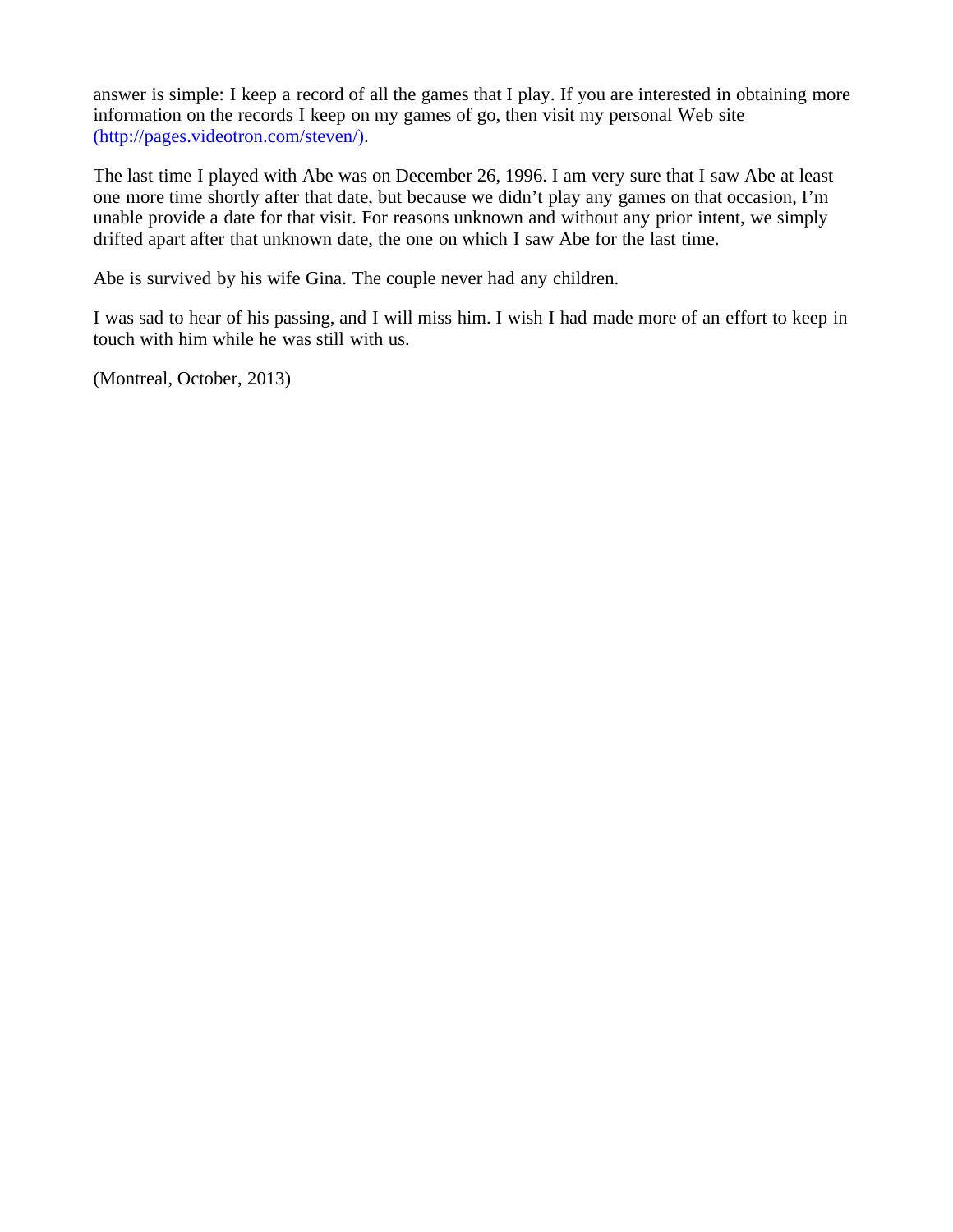answer is simple: I keep a record of all the games that I play. If you are interested in obtaining more information on the records I keep on my games of go, then visit my personal Web site (http://pages.videotron.com/steven/).

The last time I played with Abe was on December 26, 1996. I am very sure that I saw Abe at least one more time shortly after that date, but because we didn't play any games on that occasion, I'm unable provide a date for that visit. For reasons unknown and without any prior intent, we simply drifted apart after that unknown date, the one on which I saw Abe for the last time.

Abe is survived by his wife Gina. The couple never had any children.

I was sad to hear of his passing, and I will miss him. I wish I had made more of an effort to keep in touch with him while he was still with us.

(Montreal, October, 2013)